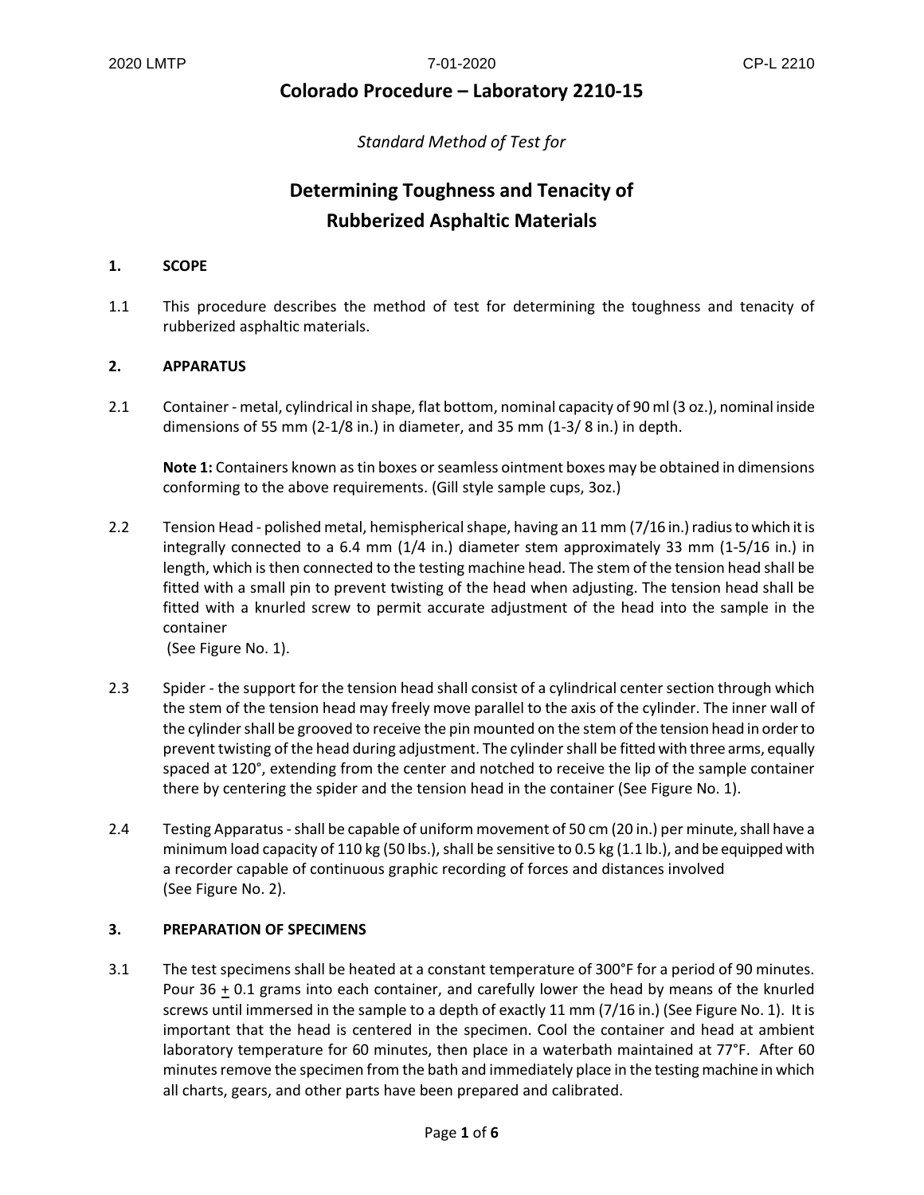# Colorado Procedure – Laboratory 2210-15

*Standard Method of Test for*

## Determining Toughness and Tenacity of Rubberized Asphaltic Materials

### 1. SCOPE

1.1 This procedure describes the method of test for determining the toughness and tenacity of rubberized asphaltic materials.

### 2. APPARATUS

2.1 Container - metal, cylindrical in shape, flat bottom, nominal capacity of 90 ml (3 oz.), nominal inside dimensions of 55 mm (2-1/8 in.) in diameter, and 35 mm (1-3/ 8 in.) in depth.

**Note 1:** Containers known as tin boxes or seamless ointment boxes may be obtained in dimensions conforming to the above requirements. (Gill style sample cups, 3oz.)

2.2 Tension Head - polished metal, hemispherical shape, having an 11 mm (7/16 in.) radius to which it is integrally connected to a 6.4 mm (1/4 in.) diameter stem approximately 33 mm (1-5/16 in.) in length, which is then connected to the testing machine head. The stem of the tension head shall be fitted with a small pin to prevent twisting of the head when adjusting. The tension head shall be fitted with a knurled screw to permit accurate adjustment of the head into the sample in the container
(See Figure No. 1).

2.3 Spider - the support for the tension head shall consist of a cylindrical center section through which the stem of the tension head may freely move parallel to the axis of the cylinder. The inner wall of the cylinder shall be grooved to receive the pin mounted on the stem of the tension head in order to prevent twisting of the head during adjustment. The cylinder shall be fitted with three arms, equally spaced at 120°, extending from the center and notched to receive the lip of the sample container there by centering the spider and the tension head in the container (See Figure No. 1).

2.4 Testing Apparatus - shall be capable of uniform movement of 50 cm (20 in.) per minute, shall have a minimum load capacity of 110 kg (50 lbs.), shall be sensitive to 0.5 kg (1.1 lb.), and be equipped with a recorder capable of continuous graphic recording of forces and distances involved
(See Figure No. 2).

### 3. PREPARATION OF SPECIMENS

3.1 The test specimens shall be heated at a constant temperature of 300°F for a period of 90 minutes. Pour 36 ± 0.1 grams into each container, and carefully lower the head by means of the knurled screws until immersed in the sample to a depth of exactly 11 mm (7/16 in.) (See Figure No. 1). It is important that the head is centered in the specimen. Cool the container and head at ambient laboratory temperature for 60 minutes, then place in a waterbath maintained at 77°F. After 60 minutes remove the specimen from the bath and immediately place in the testing machine in which all charts, gears, and other parts have been prepared and calibrated.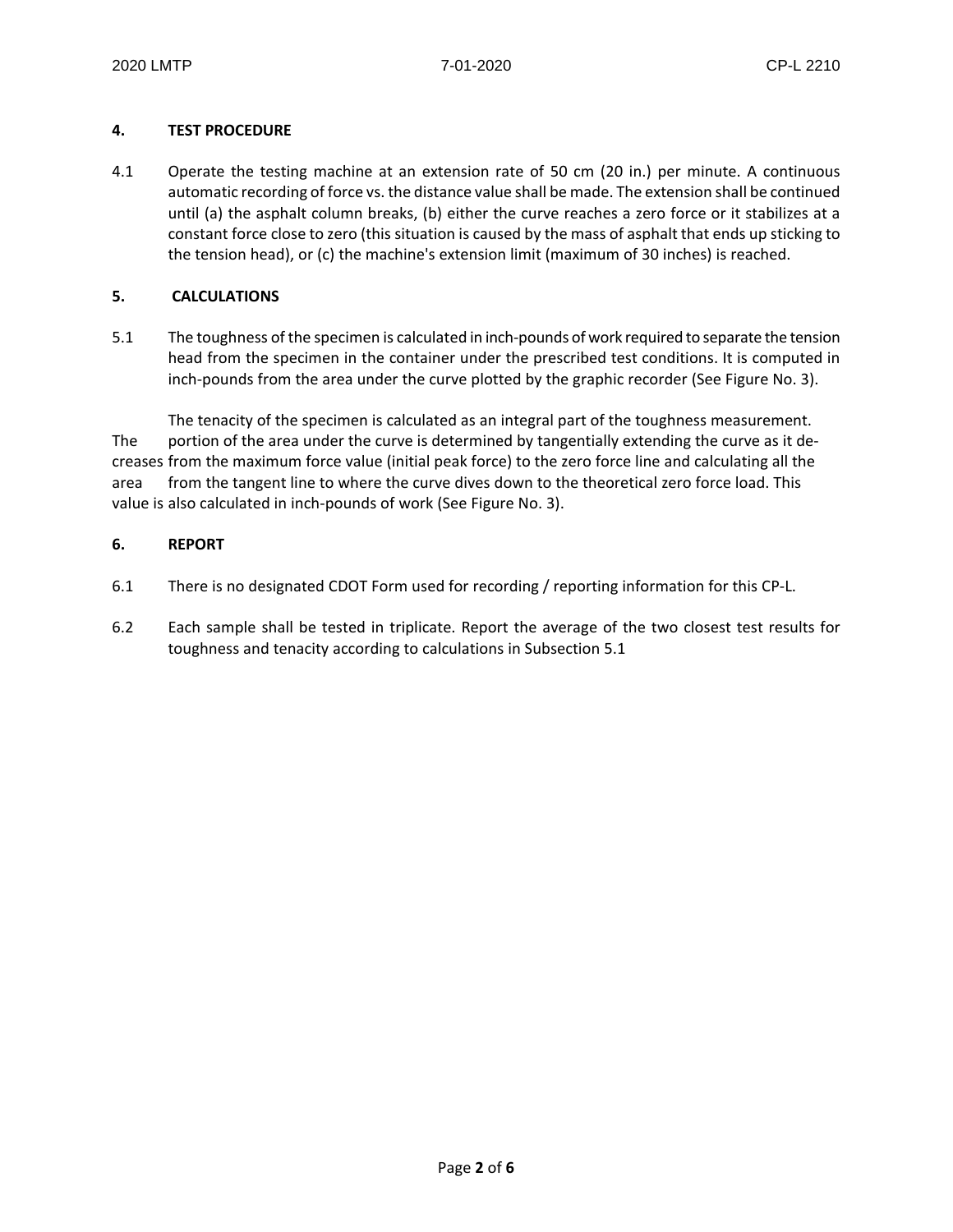## 4. TEST PROCEDURE

4.1 Operate the testing machine at an extension rate of 50 cm (20 in.) per minute. A continuous automatic recording of force vs. the distance value shall be made. The extension shall be continued until (a) the asphalt column breaks, (b) either the curve reaches a zero force or it stabilizes at a constant force close to zero (this situation is caused by the mass of asphalt that ends up sticking to the tension head), or (c) the machine's extension limit (maximum of 30 inches) is reached.

## 5. CALCULATIONS

5.1 The toughness of the specimen is calculated in inch-pounds of work required to separate the tension head from the specimen in the container under the prescribed test conditions. It is computed in inch-pounds from the area under the curve plotted by the graphic recorder (See Figure No. 3).

The tenacity of the specimen is calculated as an integral part of the toughness measurement. The portion of the area under the curve is determined by tangentially extending the curve as it decreases from the maximum force value (initial peak force) to the zero force line and calculating all the area from the tangent line to where the curve dives down to the theoretical zero force load. This value is also calculated in inch-pounds of work (See Figure No. 3).

## 6. REPORT

6.1 There is no designated CDOT Form used for recording / reporting information for this CP-L.

6.2 Each sample shall be tested in triplicate. Report the average of the two closest test results for toughness and tenacity according to calculations in Subsection 5.1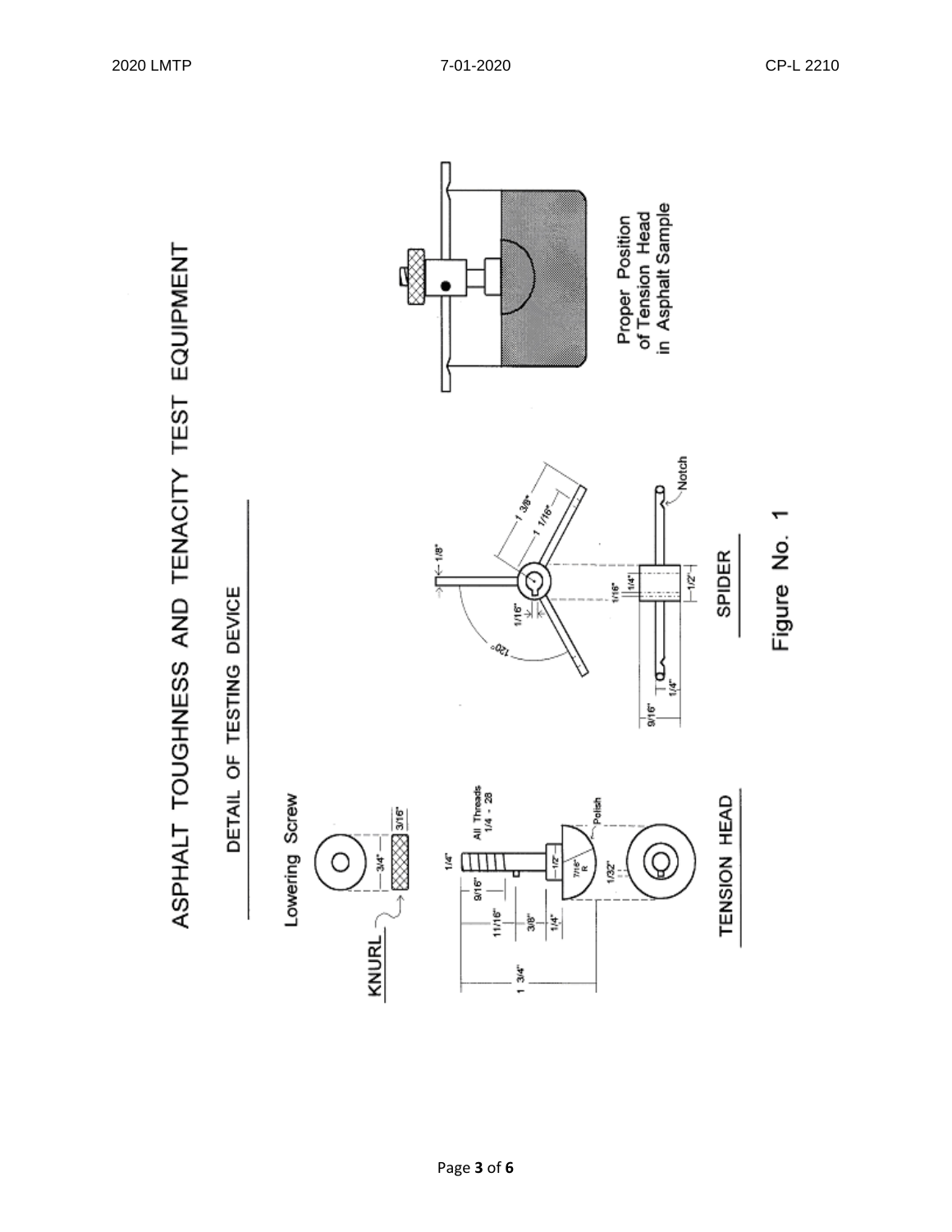# ASPHALT TOUGHNESS AND TENACITY TEST EQUIPMENT

## DETAIL OF TESTING DEVICE

Lowering Screw

KNURL

3/4"

3/16"

All Threads 1/4 - 28

1/4"

9/16"

11/16"

3/8"

1/4"

1 3/4"

1/2"

7/16" R

1/32"

Polish

TENSION HEAD

1/8"

1 3/8"

1 1/16"

1/16"

120°

1/16"

1/4"

1/2"

9/16"

1/4"

Notch

SPIDER

Proper Position of Tension Head in Asphalt Sample

Figure No. 1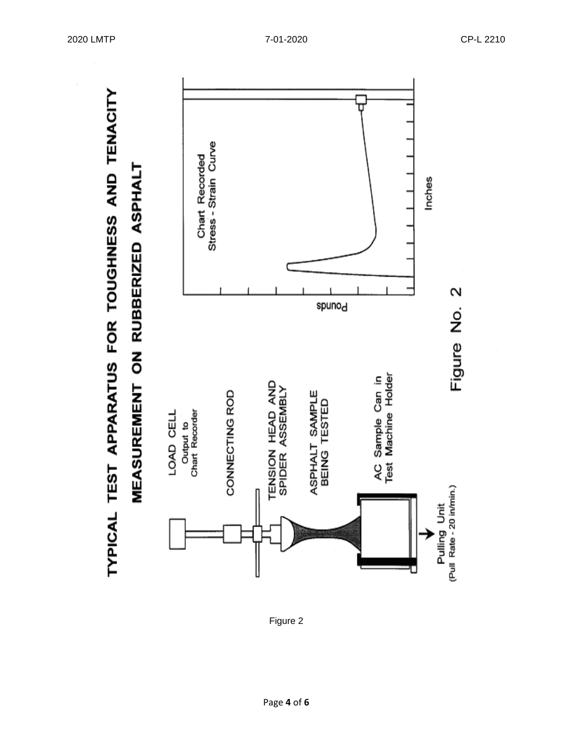# TYPICAL TEST APPARATUS FOR TOUGHNESS AND TENACITY MEASUREMENT ON RUBBERIZED ASPHALT

LOAD CELL
Output to
Chart Recorder

CONNECTING ROD

TENSION HEAD AND
SPIDER ASSEMBLY

ASPHALT SAMPLE
BEING TESTED

AC Sample Can in
Test Machine Holder

Pulling Unit
(Pull Rate - 20 in/min.)

Chart Recorded
Stress - Strain Curve

Pounds

Inches

Figure No. 2

Figure 2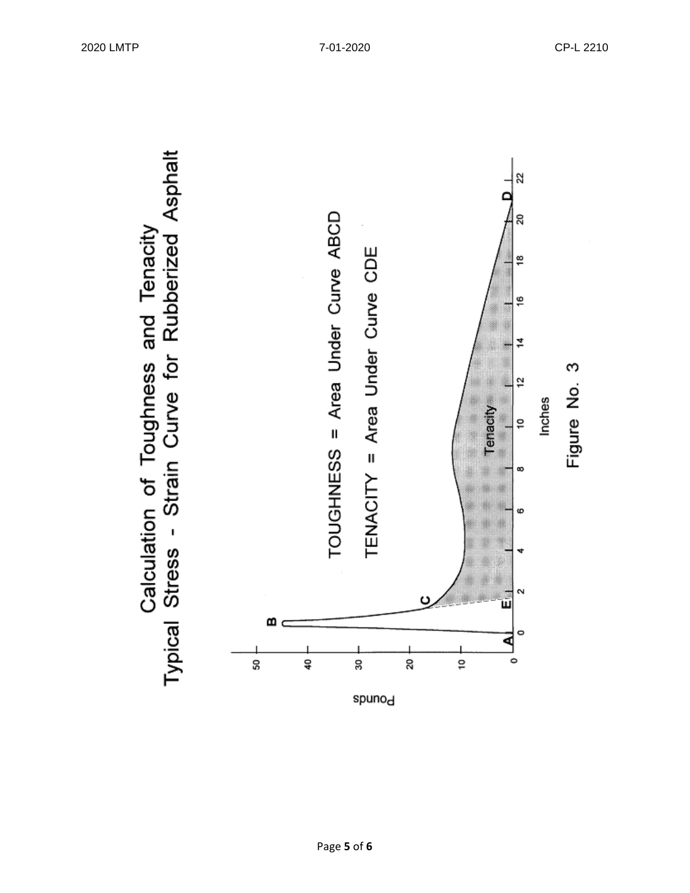# Calculation of Toughness and Tenacity

## Typical Stress - Strain Curve for Rubberized Asphalt

TOUGHNESS = Area Under Curve ABCD

TENACITY = Area Under Curve CDE

Pounds

0 10 20 30 40 50

A B C D E

Tenacity

0 2 4 6 8 10 12 14 16 18 20 22

Inches

Figure No. 3